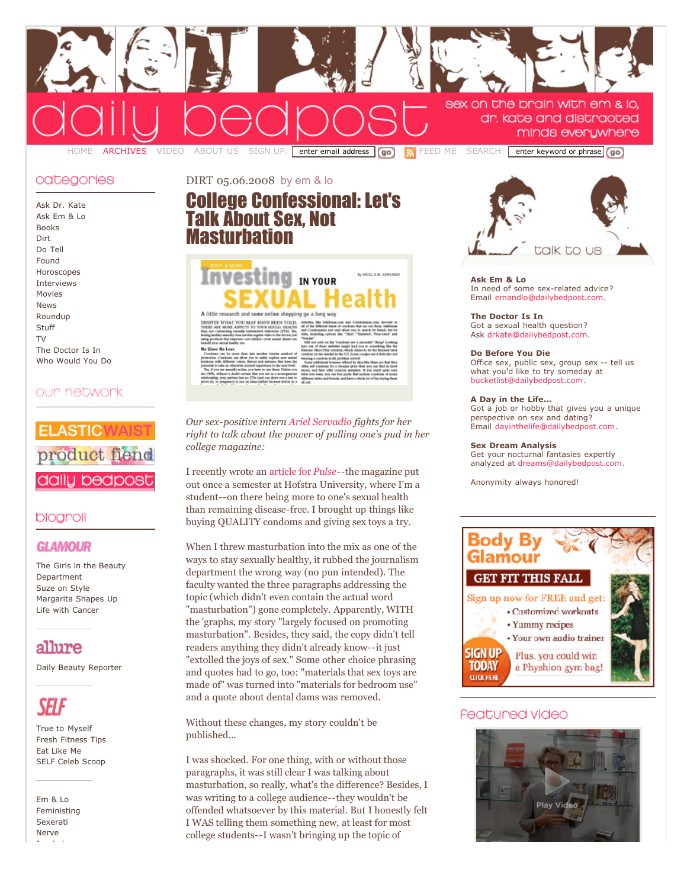# daily bedpost

sex on the brain with em & lo, dr. kate and distracted minds everywhere

HOME ARCHIVES VIDEO ABOUT US SIGN UP: enter email address go FEED ME SEARCH: enter keyword or phrase go

## categories

Ask Dr. Kate
Ask Em & Lo
Books
Dirt
Do Tell
Found
Horoscopes
Interviews
Movies
News
Roundup
Stuff
TV
The Doctor Is In
Who Would You Do

## our network

ELASTICWAIST
product fiend
daily bedpost

## blogroll

GLAMOUR

The Girls in the Beauty Department
Suze on Style
Margarita Shapes Up
Life with Cancer

allure

Daily Beauty Reporter

SELF

True to Myself
Fresh Fitness Tips
Eat Like Me
SELF Celeb Scoop

Em & Lo
Feministing
Sexerati
Nerve

DIRT 05.06.2008 by em & lo

# College Confessional: Let's Talk About Sex, Not Masturbation

*Our sex-positive intern Ariel Servadio fights for her right to talk about the power of pulling one's pud in her college magazine:*

I recently wrote an article for *Pulse*--the magazine put out once a semester at Hofstra University, where I'm a student--on there being more to one's sexual health than remaining disease-free. I brought up things like buying QUALITY condoms and giving sex toys a try.

When I threw masturbation into the mix as one of the ways to stay sexually healthy, it rubbed the journalism department the wrong way (no pun intended). The faculty wanted the three paragraphs addressing the topic (which didn't even contain the actual word "masturbation") gone completely. Apparently, WITH the 'graphs, my story "largely focused on promoting masturbation". Besides, they said, the copy didn't tell readers anything they didn't already know--it just "extolled the joys of sex." Some other choice phrasing and quotes had to go, too: "materials that sex toys are made of" was turned into "materials for bedroom use" and a quote about dental dams was removed.

Without these changes, my story couldn't be published...

I was shocked. For one thing, with or without those paragraphs, it was still clear I was talking about masturbation, so really, what's the difference? Besides, I was writing to a college audience--they wouldn't be offended whatsoever by this material. But I honestly felt I WAS telling them something new, at least for most college students--I wasn't bringing up the topic of

talk to us

**Ask Em & Lo**
In need of some sex-related advice?
Email emandlo@dailybedpost.com.

**The Doctor Is In**
Got a sexual health question?
Ask drkate@dailybedpost.com.

**Do Before You Die**
Office sex, public sex, group sex -- tell us what you'd like to try someday at bucketlist@dailybedpost.com.

**A Day in the Life...**
Got a job or hobby that gives you a unique perspective on sex and dating?
Email dayinthelife@dailybedpost.com.

**Sex Dream Analysis**
Get your nocturnal fantasies expertly analyzed at dreams@dailybedpost.com.

Anonymity always honored!

## featured video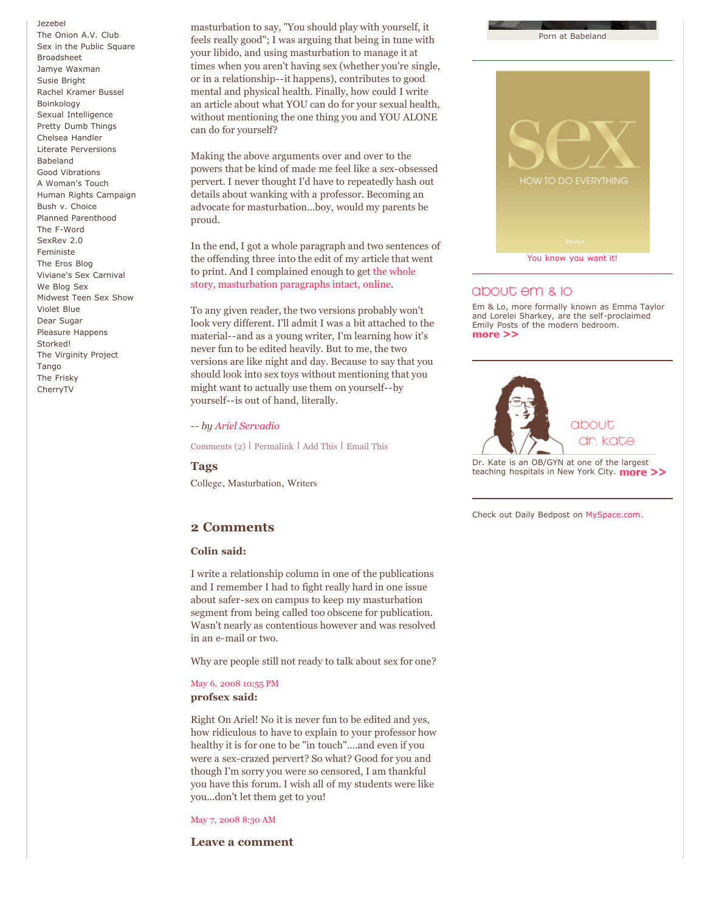Jezebel
The Onion A.V. Club
Sex in the Public Square
Broadsheet
Jamye Waxman
Susie Bright
Rachel Kramer Bussel
Boinkology
Sexual Intelligence
Pretty Dumb Things
Chelsea Handler
Literate Perversions
Babeland
Good Vibrations
A Woman's Touch
Human Rights Campaign
Bush v. Choice
Planned Parenthood
The F-Word
SexRev 2.0
Feministe
The Eros Blog
Viviane's Sex Carnival
We Blog Sex
Midwest Teen Sex Show
Violet Blue
Dear Sugar
Pleasure Happens
Storked!
The Virginity Project
Tango
The Frisky
CherryTV

masturbation to say, "You should play with yourself, it feels really good"; I was arguing that being in tune with your libido, and using masturbation to manage it at times when you aren't having sex (whether you're single, or in a relationship--it happens), contributes to good mental and physical health. Finally, how could I write an article about what YOU can do for your sexual health, without mentioning the one thing you and YOU ALONE can do for yourself?

Making the above arguments over and over to the powers that be kind of made me feel like a sex-obsessed pervert. I never thought I'd have to repeatedly hash out details about wanking with a professor. Becoming an advocate for masturbation...boy, would my parents be proud.

In the end, I got a whole paragraph and two sentences of the offending three into the edit of my article that went to print. And I complained enough to get the whole story, masturbation paragraphs intact, online.

To any given reader, the two versions probably won't look very different. I'll admit I was a bit attached to the material--and as a young writer, I'm learning how it's never fun to be edited heavily. But to me, the two versions are like night and day. Because to say that you should look into sex toys without mentioning that you might want to actually use them on yourself--by yourself--is out of hand, literally.

*-- by Ariel Servadio*

Comments (2) | Permalink | Add This | Email This

### Tags

College, Masturbation, Writers

## 2 Comments

**Colin said:**

I write a relationship column in one of the publications and I remember I had to fight really hard in one issue about safer-sex on campus to keep my masturbation segment from being called too obscene for publication. Wasn't nearly as contentious however and was resolved in an e-mail or two.

Why are people still not ready to talk about sex for one?

May 6, 2008 10:55 PM

**profsex said:**

Right On Ariel! No it is never fun to be edited and yes, how ridiculous to have to explain to your professor how healthy it is for one to be "in touch"....and even if you were a sex-crazed pervert? So what? Good for you and though I'm sorry you were so censored, I am thankful you have this forum. I wish all of my students were like you...don't let them get to you!

May 7, 2008 8:30 AM

### Leave a comment

Porn at Babeland

sex HOW TO DO EVERYTHING

You know you want it!

## about em & lo

Em & Lo, more formally known as Emma Taylor and Lorelei Sharkey, are the self-proclaimed Emily Posts of the modern bedroom. **more >>**

## about dr. kate

Dr. Kate is an OB/GYN at one of the largest teaching hospitals in New York City. **more >>**

Check out Daily Bedpost on MySpace.com.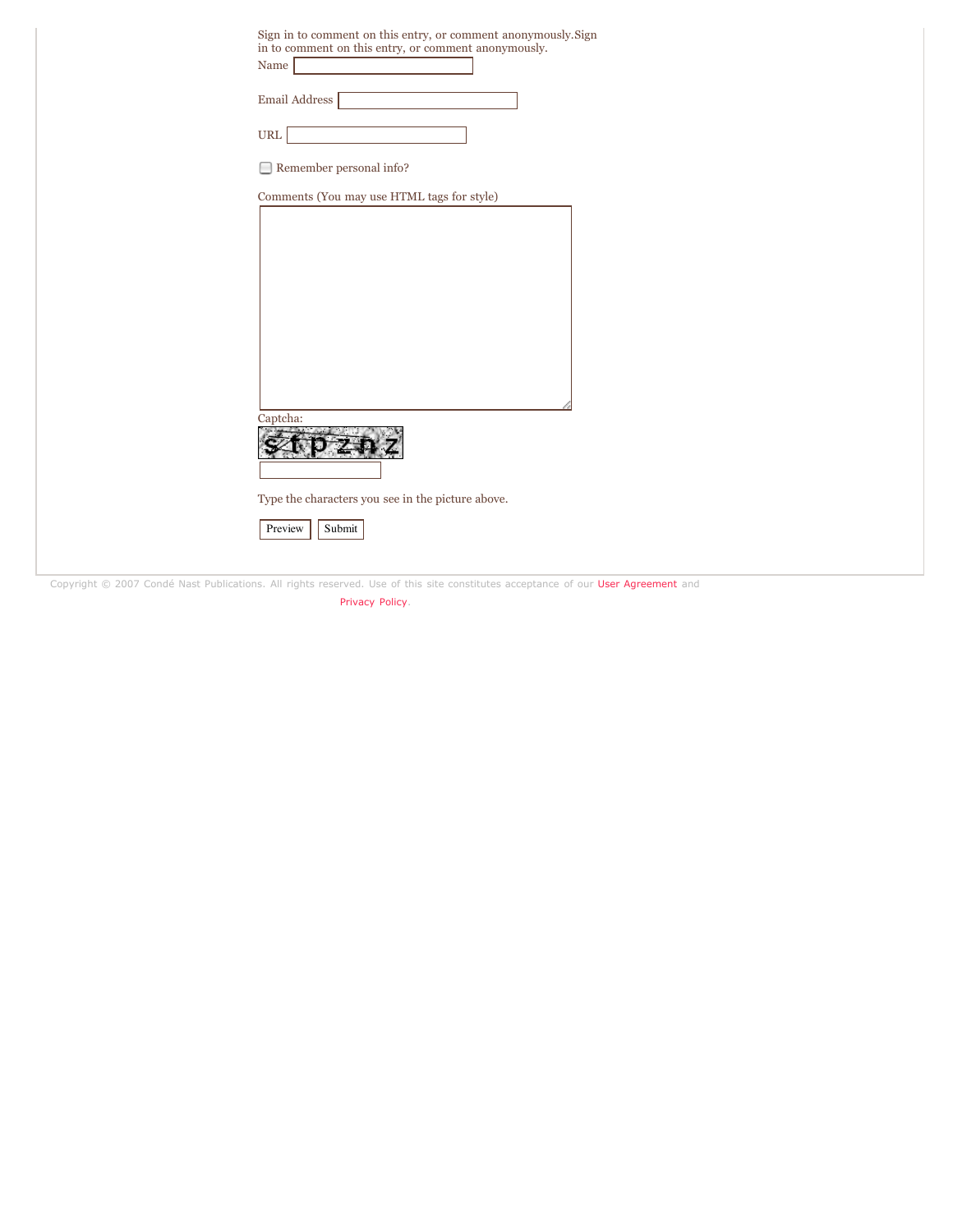Sign in to comment on this entry, or comment anonymously.Sign in to comment on this entry, or comment anonymously.

Name

Email Address

URL

Remember personal info?

Comments (You may use HTML tags for style)

Captcha:

Type the characters you see in the picture above.

Preview Submit

Copyright © 2007 Condé Nast Publications. All rights reserved. Use of this site constitutes acceptance of our User Agreement and Privacy Policy.